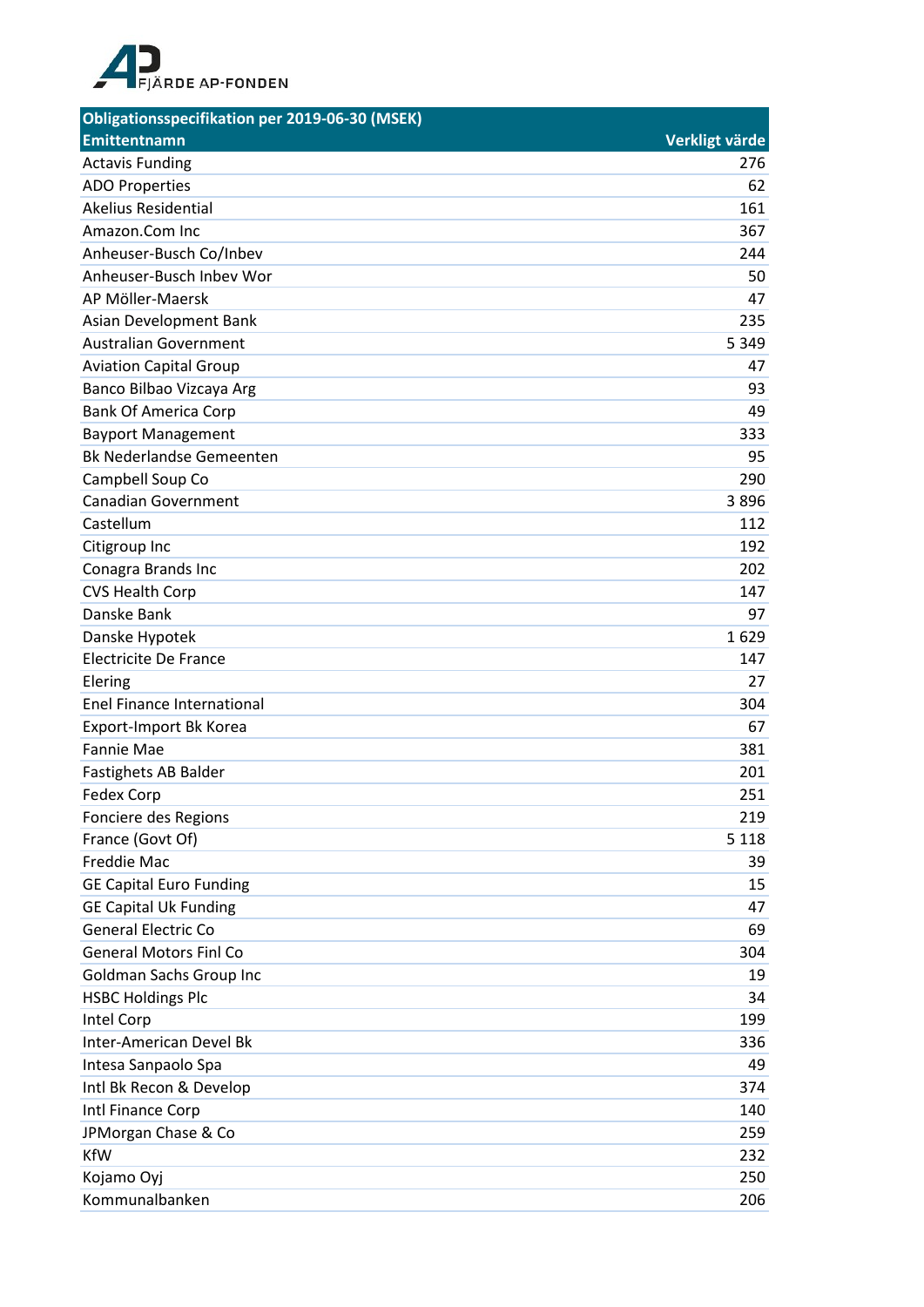FJÄRDE AP-FONDEN

| Obligationsspecifikation per 2019-06-30 (MSEK) | |
|---|---|
| **Emittentnamn** | **Verkligt värde** |
| Actavis Funding | 276 |
| ADO Properties | 62 |
| Akelius Residential | 161 |
| Amazon.Com Inc | 367 |
| Anheuser-Busch Co/Inbev | 244 |
| Anheuser-Busch Inbev Wor | 50 |
| AP Möller-Maersk | 47 |
| Asian Development Bank | 235 |
| Australian Government | 5 349 |
| Aviation Capital Group | 47 |
| Banco Bilbao Vizcaya Arg | 93 |
| Bank Of America Corp | 49 |
| Bayport Management | 333 |
| Bk Nederlandse Gemeenten | 95 |
| Campbell Soup Co | 290 |
| Canadian Government | 3 896 |
| Castellum | 112 |
| Citigroup Inc | 192 |
| Conagra Brands Inc | 202 |
| CVS Health Corp | 147 |
| Danske Bank | 97 |
| Danske Hypotek | 1 629 |
| Electricite De France | 147 |
| Elering | 27 |
| Enel Finance International | 304 |
| Export-Import Bk Korea | 67 |
| Fannie Mae | 381 |
| Fastighets AB Balder | 201 |
| Fedex Corp | 251 |
| Fonciere des Regions | 219 |
| France (Govt Of) | 5 118 |
| Freddie Mac | 39 |
| GE Capital Euro Funding | 15 |
| GE Capital Uk Funding | 47 |
| General Electric Co | 69 |
| General Motors Finl Co | 304 |
| Goldman Sachs Group Inc | 19 |
| HSBC Holdings Plc | 34 |
| Intel Corp | 199 |
| Inter-American Devel Bk | 336 |
| Intesa Sanpaolo Spa | 49 |
| Intl Bk Recon & Develop | 374 |
| Intl Finance Corp | 140 |
| JPMorgan Chase & Co | 259 |
| KfW | 232 |
| Kojamo Oyj | 250 |
| Kommunalbanken | 206 |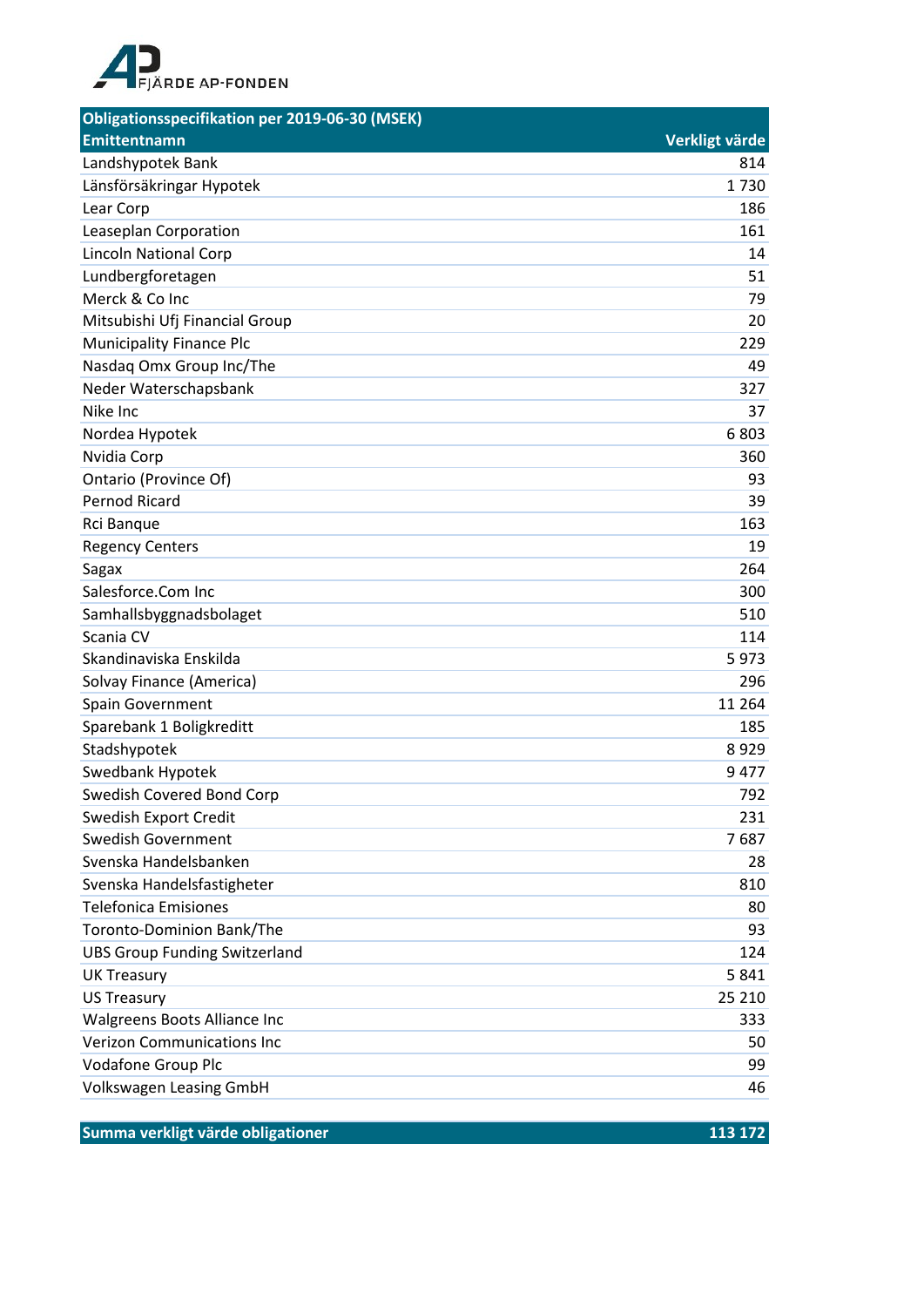FJÄRDE AP-FONDEN

| Obligationsspecifikation per 2019-06-30 (MSEK) | |
|---|---|
| **Emittentnamn** | **Verkligt värde** |
| Landshypotek Bank | 814 |
| Länsförsäkringar Hypotek | 1 730 |
| Lear Corp | 186 |
| Leaseplan Corporation | 161 |
| Lincoln National Corp | 14 |
| Lundbergforetagen | 51 |
| Merck & Co Inc | 79 |
| Mitsubishi Ufj Financial Group | 20 |
| Municipality Finance Plc | 229 |
| Nasdaq Omx Group Inc/The | 49 |
| Neder Waterschapsbank | 327 |
| Nike Inc | 37 |
| Nordea Hypotek | 6 803 |
| Nvidia Corp | 360 |
| Ontario (Province Of) | 93 |
| Pernod Ricard | 39 |
| Rci Banque | 163 |
| Regency Centers | 19 |
| Sagax | 264 |
| Salesforce.Com Inc | 300 |
| Samhallsbyggnadsbolaget | 510 |
| Scania CV | 114 |
| Skandinaviska Enskilda | 5 973 |
| Solvay Finance (America) | 296 |
| Spain Government | 11 264 |
| Sparebank 1 Boligkreditt | 185 |
| Stadshypotek | 8 929 |
| Swedbank Hypotek | 9 477 |
| Swedish Covered Bond Corp | 792 |
| Swedish Export Credit | 231 |
| Swedish Government | 7 687 |
| Svenska Handelsbanken | 28 |
| Svenska Handelsfastigheter | 810 |
| Telefonica Emisiones | 80 |
| Toronto-Dominion Bank/The | 93 |
| UBS Group Funding Switzerland | 124 |
| UK Treasury | 5 841 |
| US Treasury | 25 210 |
| Walgreens Boots Alliance Inc | 333 |
| Verizon Communications Inc | 50 |
| Vodafone Group Plc | 99 |
| Volkswagen Leasing GmbH | 46 |
| **Summa verkligt värde obligationer** | **113 172** |